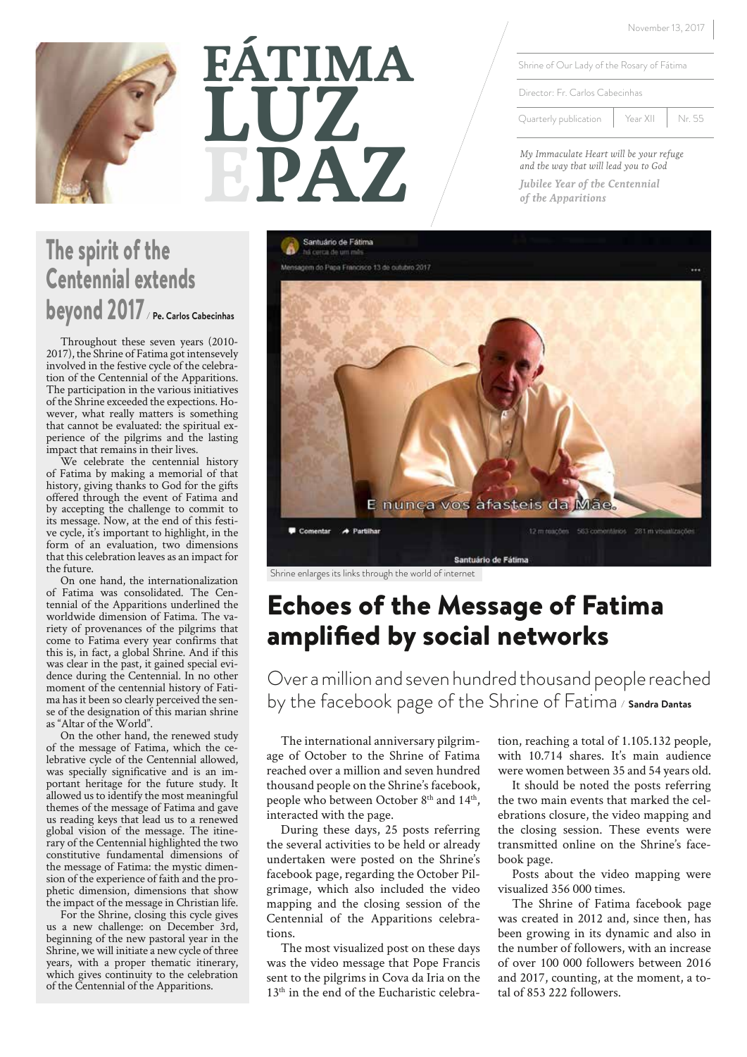# FÁTIMA LUZ E PAZ

November 13, 2017

Shrine of Our Lady of the Rosary of Fátima

Director: Fr. Carlos Cabecinhas

Quarterly publication | Year XII | Nr. 55

*My Immaculate Heart will be your refuge and the way that will lead you to God*

***Jubilee Year of the Centennial of the Apparitions***

## The spirit of the Centennial extends beyond 2017 / Pe. Carlos Cabecinhas

Throughout these seven years (2010-2017), the Shrine of Fatima got intensevely involved in the festive cycle of the celebration of the Centennial of the Apparitions. The participation in the various initiatives of the Shrine exceeded the expections. However, what really matters is something that cannot be evaluated: the spiritual experience of the pilgrims and the lasting impact that remains in their lives.

We celebrate the centennial history of Fatima by making a memorial of that history, giving thanks to God for the gifts offered through the event of Fatima and by accepting the challenge to commit to its message. Now, at the end of this festive cycle, it's important to highlight, in the form of an evaluation, two dimensions that this celebration leaves as an impact for the future.

On one hand, the internationalization of Fatima was consolidated. The Centennial of the Apparitions underlined the worldwide dimension of Fatima. The variety of provenances of the pilgrims that come to Fatima every year confirms that this is, in fact, a global Shrine. And if this was clear in the past, it gained special evidence during the Centennial. In no other moment of the centennial history of Fatima has it been so clearly perceived the sense of the designation of this marian shrine as "Altar of the World".

On the other hand, the renewed study of the message of Fatima, which the celebrative cycle of the Centennial allowed, was specially significative and is an important heritage for the future study. It allowed us to identify the most meaningful themes of the message of Fatima and gave us reading keys that lead us to a renewed global vision of the message. The itinerary of the Centennial highlighted the two constitutive fundamental dimensions of the message of Fatima: the mystic dimension of the experience of faith and the prophetic dimension, dimensions that show the impact of the message in Christian life.

For the Shrine, closing this cycle gives us a new challenge: on December 3rd, beginning of the new pastoral year in the Shrine, we will initiate a new cycle of three years, with a proper thematic itinerary, which gives continuity to the celebration of the Centennial of the Apparitions.

Shrine enlarges its links through the world of internet

## Echoes of the Message of Fatima amplified by social networks

### Over a million and seven hundred thousand people reached by the facebook page of the Shrine of Fatima / Sandra Dantas

The international anniversary pilgrimage of October to the Shrine of Fatima reached over a million and seven hundred thousand people on the Shrine's facebook, people who between October 8th and 14th, interacted with the page.

During these days, 25 posts referring the several activities to be held or already undertaken were posted on the Shrine's facebook page, regarding the October Pilgrimage, which also included the video mapping and the closing session of the Centennial of the Apparitions celebrations.

The most visualized post on these days was the video message that Pope Francis sent to the pilgrims in Cova da Iria on the 13th in the end of the Eucharistic celebration, reaching a total of 1.105.132 people, with 10.714 shares. It's main audience were women between 35 and 54 years old.

It should be noted the posts referring the two main events that marked the celebrations closure, the video mapping and the closing session. These events were transmitted online on the Shrine's facebook page.

Posts about the video mapping were visualized 356 000 times.

The Shrine of Fatima facebook page was created in 2012 and, since then, has been growing in its dynamic and also in the number of followers, with an increase of over 100 000 followers between 2016 and 2017, counting, at the moment, a total of 853 222 followers.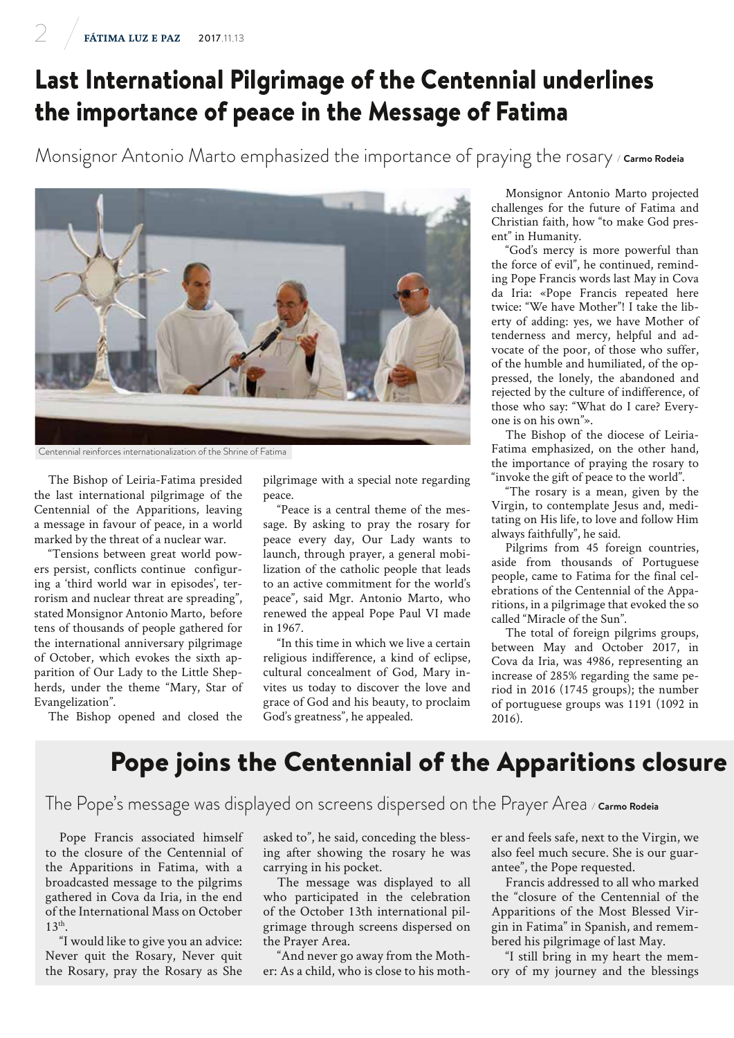# Last International Pilgrimage of the Centennial underlines the importance of peace in the Message of Fatima

## Monsignor Antonio Marto emphasized the importance of praying the rosary / **Carmo Rodeia**

Centennial reinforces internationalization of the Shrine of Fatima

The Bishop of Leiria-Fatima presided the last international pilgrimage of the Centennial of the Apparitions, leaving a message in favour of peace, in a world marked by the threat of a nuclear war.

"Tensions between great world powers persist, conflicts continue configuring a 'third world war in episodes', terrorism and nuclear threat are spreading", stated Monsignor Antonio Marto, before tens of thousands of people gathered for the international anniversary pilgrimage of October, which evokes the sixth apparition of Our Lady to the Little Shepherds, under the theme "Mary, Star of Evangelization".

The Bishop opened and closed the pilgrimage with a special note regarding peace.

"Peace is a central theme of the message. By asking to pray the rosary for peace every day, Our Lady wants to launch, through prayer, a general mobilization of the catholic people that leads to an active commitment for the world's peace", said Mgr. Antonio Marto, who renewed the appeal Pope Paul VI made in 1967.

"In this time in which we live a certain religious indifference, a kind of eclipse, cultural concealment of God, Mary invites us today to discover the love and grace of God and his beauty, to proclaim God's greatness", he appealed.

Monsignor Antonio Marto projected challenges for the future of Fatima and Christian faith, how "to make God present" in Humanity.

"God's mercy is more powerful than the force of evil", he continued, reminding Pope Francis words last May in Cova da Iria: «Pope Francis repeated here twice: "We have Mother"! I take the liberty of adding: yes, we have Mother of tenderness and mercy, helpful and advocate of the poor, of those who suffer, of the humble and humiliated, of the oppressed, the lonely, the abandoned and rejected by the culture of indifference, of those who say: "What do I care? Everyone is on his own"».

The Bishop of the diocese of Leiria-Fatima emphasized, on the other hand, the importance of praying the rosary to "invoke the gift of peace to the world".

"The rosary is a mean, given by the Virgin, to contemplate Jesus and, meditating on His life, to love and follow Him always faithfully", he said.

Pilgrims from 45 foreign countries, aside from thousands of Portuguese people, came to Fatima for the final celebrations of the Centennial of the Apparitions, in a pilgrimage that evoked the so called "Miracle of the Sun".

The total of foreign pilgrims groups, between May and October 2017, in Cova da Iria, was 4986, representing an increase of 285% regarding the same period in 2016 (1745 groups); the number of portuguese groups was 1191 (1092 in 2016).

# Pope joins the Centennial of the Apparitions closure

## The Pope's message was displayed on screens dispersed on the Prayer Area / **Carmo Rodeia**

Pope Francis associated himself to the closure of the Centennial of the Apparitions in Fatima, with a broadcasted message to the pilgrims gathered in Cova da Iria, in the end of the International Mass on October 13th.

"I would like to give you an advice: Never quit the Rosary, Never quit the Rosary, pray the Rosary as She asked to", he said, conceding the blessing after showing the rosary he was carrying in his pocket.

The message was displayed to all who participated in the celebration of the October 13th international pilgrimage through screens dispersed on the Prayer Area.

"And never go away from the Mother: As a child, who is close to his mother and feels safe, next to the Virgin, we also feel much secure. She is our guarantee", the Pope requested.

Francis addressed to all who marked the "closure of the Centennial of the Apparitions of the Most Blessed Virgin in Fatima" in Spanish, and remembered his pilgrimage of last May.

"I still bring in my heart the memory of my journey and the blessings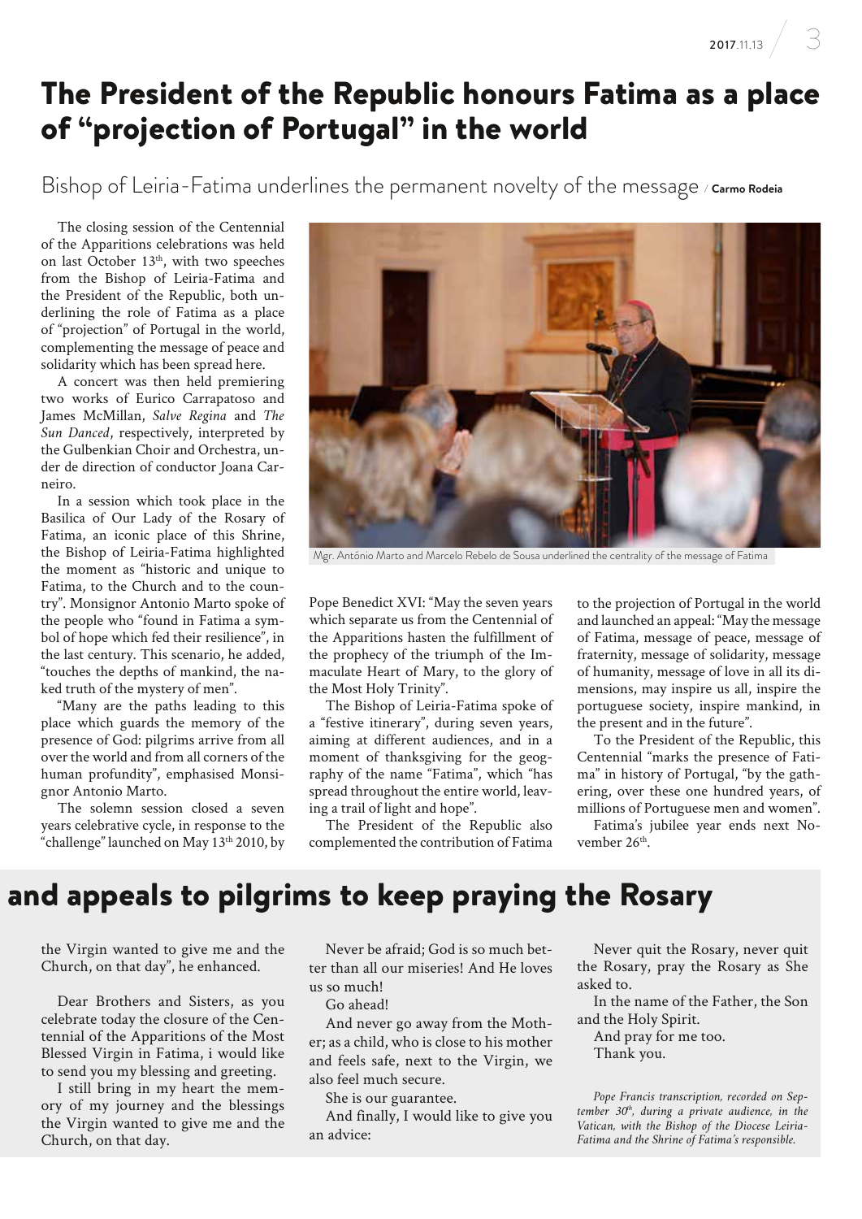# The President of the Republic honours Fatima as a place of "projection of Portugal" in the world

## Bishop of Leiria-Fatima underlines the permanent novelty of the message / **Carmo Rodeia**

The closing session of the Centennial of the Apparitions celebrations was held on last October 13th, with two speeches from the Bishop of Leiria-Fatima and the President of the Republic, both underlining the role of Fatima as a place of "projection" of Portugal in the world, complementing the message of peace and solidarity which has been spread here.

A concert was then held premiering two works of Eurico Carrapatoso and James McMillan, *Salve Regina* and *The Sun Danced*, respectively, interpreted by the Gulbenkian Choir and Orchestra, under de direction of conductor Joana Carneiro.

In a session which took place in the Basilica of Our Lady of the Rosary of Fatima, an iconic place of this Shrine, the Bishop of Leiria-Fatima highlighted the moment as "historic and unique to Fatima, to the Church and to the country". Monsignor Antonio Marto spoke of the people who "found in Fatima a symbol of hope which fed their resilience", in the last century. This scenario, he added, "touches the depths of mankind, the naked truth of the mystery of men".

"Many are the paths leading to this place which guards the memory of the presence of God: pilgrims arrive from all over the world and from all corners of the human profundity", emphasised Monsignor Antonio Marto.

The solemn session closed a seven years celebrative cycle, in response to the "challenge" launched on May 13th 2010, by Pope Benedict XVI: "May the seven years which separate us from the Centennial of the Apparitions hasten the fulfillment of the prophecy of the triumph of the Immaculate Heart of Mary, to the glory of the Most Holy Trinity".

Mgr. Antônio Marto and Marcelo Rebelo de Sousa underlined the centrality of the message of Fatima

The Bishop of Leiria-Fatima spoke of a "festive itinerary", during seven years, aiming at different audiences, and in a moment of thanksgiving for the geography of the name "Fatima", which "has spread throughout the entire world, leaving a trail of light and hope".

The President of the Republic also complemented the contribution of Fatima to the projection of Portugal in the world and launched an appeal: "May the message of Fatima, message of peace, message of fraternity, message of solidarity, message of humanity, message of love in all its dimensions, may inspire us all, inspire the portuguese society, inspire mankind, in the present and in the future".

To the President of the Republic, this Centennial "marks the presence of Fatima" in history of Portugal, "by the gathering, over these one hundred years, of millions of Portuguese men and women".

Fatima's jubilee year ends next November 26th.

# and appeals to pilgrims to keep praying the Rosary

the Virgin wanted to give me and the Church, on that day", he enhanced.

Dear Brothers and Sisters, as you celebrate today the closure of the Centennial of the Apparitions of the Most Blessed Virgin in Fatima, i would like to send you my blessing and greeting.

I still bring in my heart the memory of my journey and the blessings the Virgin wanted to give me and the Church, on that day.

Never be afraid; God is so much better than all our miseries! And He loves us so much!

Go ahead!

And never go away from the Mother; as a child, who is close to his mother and feels safe, next to the Virgin, we also feel much secure.

She is our guarantee.

And finally, I would like to give you an advice:

Never quit the Rosary, never quit the Rosary, pray the Rosary as She asked to.

In the name of the Father, the Son and the Holy Spirit.

And pray for me too.

Thank you.

*Pope Francis transcription, recorded on September 30th, during a private audience, in the Vatican, with the Bishop of the Diocese Leiria-Fatima and the Shrine of Fatima's responsible.*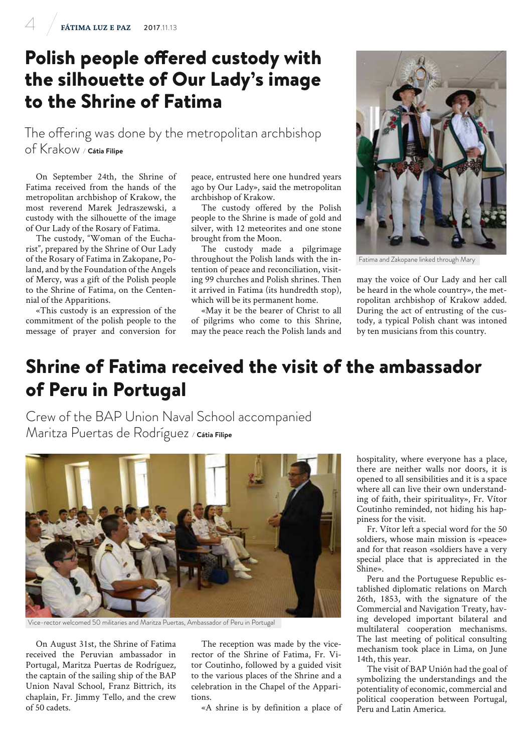# Polish people offered custody with the silhouette of Our Lady's image to the Shrine of Fatima

## The offering was done by the metropolitan archbishop of Krakow / Cátia Filipe

On September 24th, the Shrine of Fatima received from the hands of the metropolitan archbishop of Krakow, the most reverend Marek Jedraszewski, a custody with the silhouette of the image of Our Lady of the Rosary of Fatima.

The custody, "Woman of the Eucharist", prepared by the Shrine of Our Lady of the Rosary of Fatima in Zakopane, Poland, and by the Foundation of the Angels of Mercy, was a gift of the Polish people to the Shrine of Fatima, on the Centennial of the Apparitions.

«This custody is an expression of the commitment of the polish people to the message of prayer and conversion for peace, entrusted here one hundred years ago by Our Lady», said the metropolitan archbishop of Krakow.

The custody offered by the Polish people to the Shrine is made of gold and silver, with 12 meteorites and one stone brought from the Moon.

The custody made a pilgrimage throughout the Polish lands with the intention of peace and reconciliation, visiting 99 churches and Polish shrines. Then it arrived in Fatima (its hundredth stop), which will be its permanent home.

«May it be the bearer of Christ to all of pilgrims who come to this Shrine, may the peace reach the Polish lands and may the voice of Our Lady and her call be heard in the whole country», the metropolitan archbishop of Krakow added. During the act of entrusting of the custody, a typical Polish chant was intoned by ten musicians from this country.

Fatima and Zakopane linked through Mary

# Shrine of Fatima received the visit of the ambassador of Peru in Portugal

## Crew of the BAP Union Naval School accompanied Maritza Puertas de Rodríguez / Cátia Filipe

Vice-rector welcomed 50 militaries and Maritza Puertas, Ambassador of Peru in Portugal

On August 31st, the Shrine of Fatima received the Peruvian ambassador in Portugal, Maritza Puertas de Rodríguez, the captain of the sailing ship of the BAP Union Naval School, Franz Bittrich, its chaplain, Fr. Jimmy Tello, and the crew of 50 cadets.

The reception was made by the vice-rector of the Shrine of Fatima, Fr. Vitor Coutinho, followed by a guided visit to the various places of the Shrine and a celebration in the Chapel of the Apparitions.

«A shrine is by definition a place of hospitality, where everyone has a place, there are neither walls nor doors, it is opened to all sensibilities and it is a space where all can live their own understanding of faith, their spirituality», Fr. Vítor Coutinho reminded, not hiding his happiness for the visit.

Fr. Vítor left a special word for the 50 soldiers, whose main mission is «peace» and for that reason «soldiers have a very special place that is appreciated in the Shine».

Peru and the Portuguese Republic established diplomatic relations on March 26th, 1853, with the signature of the Commercial and Navigation Treaty, having developed important bilateral and multilateral cooperation mechanisms. The last meeting of political consulting mechanism took place in Lima, on June 14th, this year.

The visit of BAP Unión had the goal of symbolizing the understandings and the potentiality of economic, commercial and political cooperation between Portugal, Peru and Latin America.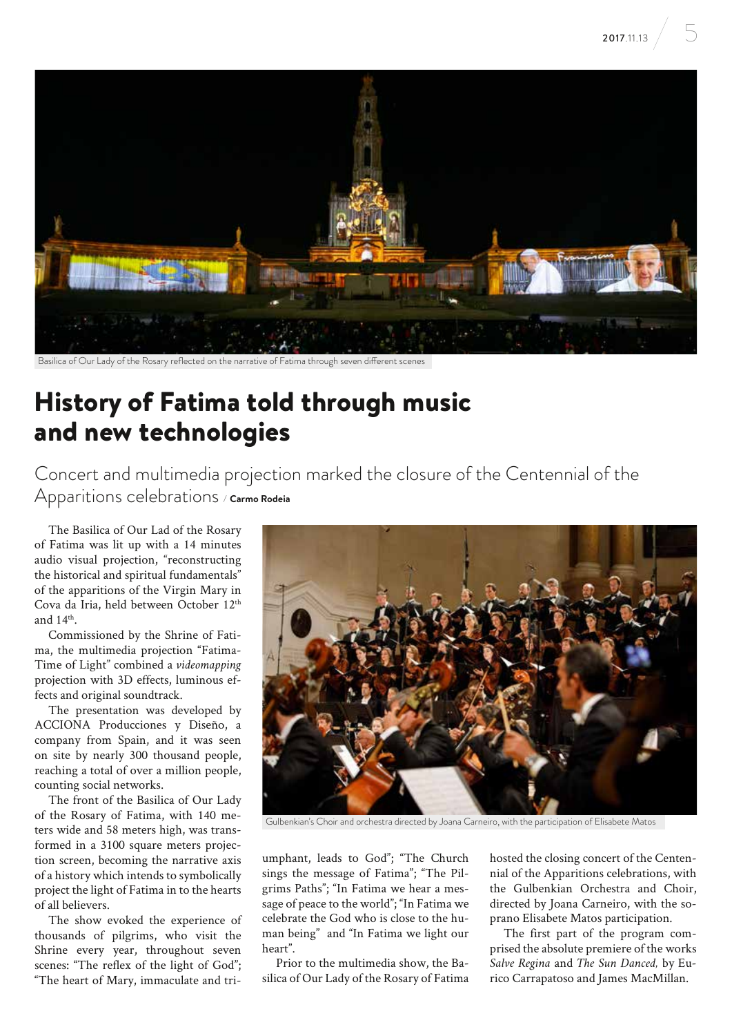Basilica of Our Lady of the Rosary reflected on the narrative of Fatima through seven different scenes

# History of Fatima told through music and new technologies

## Concert and multimedia projection marked the closure of the Centennial of the Apparitions celebrations / **Carmo Rodeia**

The Basilica of Our Lad of the Rosary of Fatima was lit up with a 14 minutes audio visual projection, "reconstructing the historical and spiritual fundamentals" of the apparitions of the Virgin Mary in Cova da Iria, held between October 12th and 14th.

Commissioned by the Shrine of Fatima, the multimedia projection "Fatima-Time of Light" combined a *videomapping* projection with 3D effects, luminous effects and original soundtrack.

The presentation was developed by ACCIONA Producciones y Diseño, a company from Spain, and it was seen on site by nearly 300 thousand people, reaching a total of over a million people, counting social networks.

The front of the Basilica of Our Lady of the Rosary of Fatima, with 140 meters wide and 58 meters high, was transformed in a 3100 square meters projection screen, becoming the narrative axis of a history which intends to symbolically project the light of Fatima in to the hearts of all believers.

The show evoked the experience of thousands of pilgrims, who visit the Shrine every year, throughout seven scenes: "The reflex of the light of God"; "The heart of Mary, immaculate and triumphant, leads to God"; "The Church sings the message of Fatima"; "The Pilgrims Paths"; "In Fatima we hear a message of peace to the world"; "In Fatima we celebrate the God who is close to the human being" and "In Fatima we light our heart".

Prior to the multimedia show, the Basilica of Our Lady of the Rosary of Fatima hosted the closing concert of the Centennial of the Apparitions celebrations, with the Gulbenkian Orchestra and Choir, directed by Joana Carneiro, with the soprano Elisabete Matos participation.

Gulbenkian's Choir and orchestra directed by Joana Carneiro, with the participation of Elisabete Matos

The first part of the program comprised the absolute premiere of the works *Salve Regina* and *The Sun Danced,* by Eurico Carrapatoso and James MacMillan.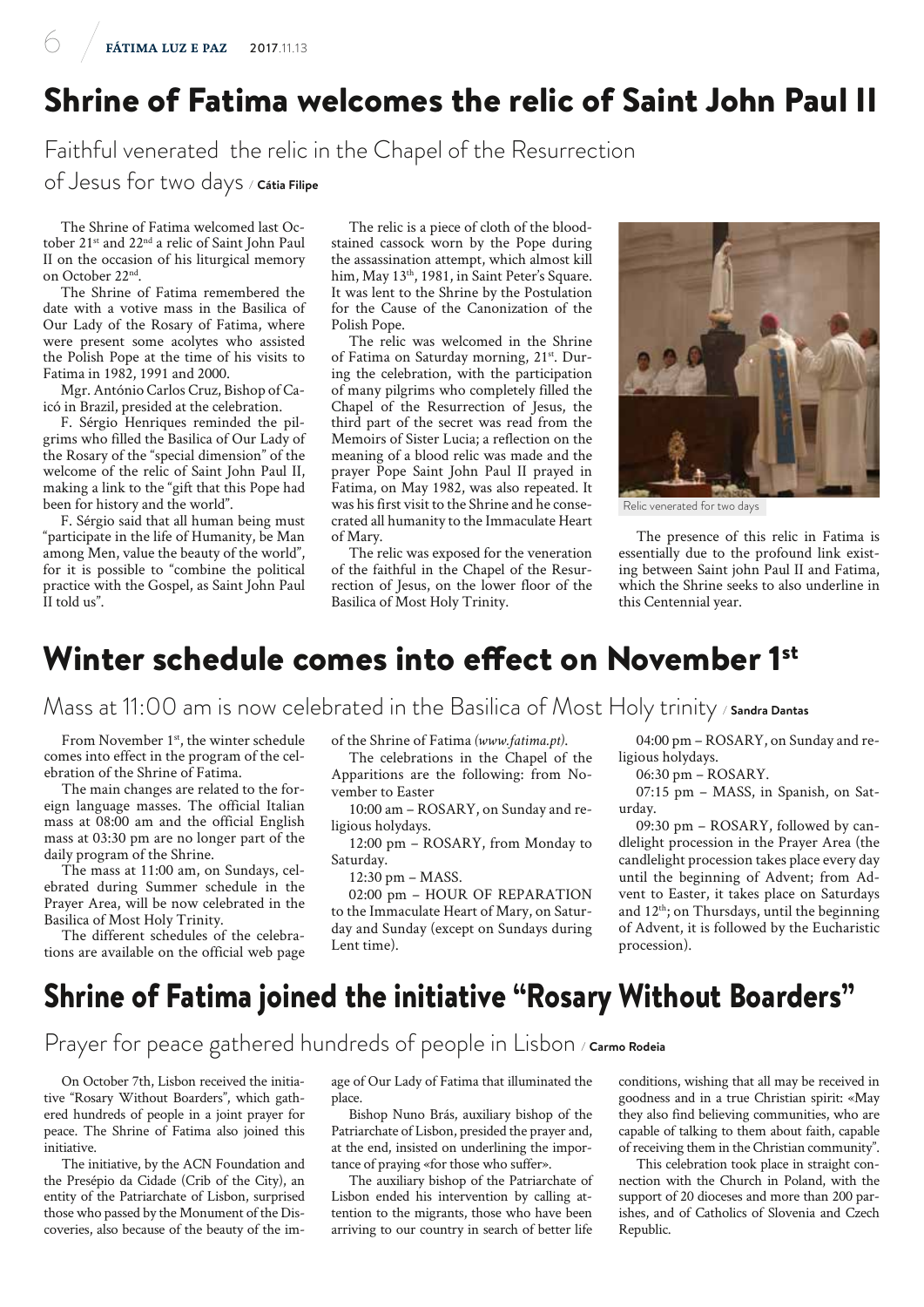# Shrine of Fatima welcomes the relic of Saint John Paul II

## Faithful venerated the relic in the Chapel of the Resurrection of Jesus for two days / **Cátia Filipe**

The Shrine of Fatima welcomed last October 21st and 22nd a relic of Saint John Paul II on the occasion of his liturgical memory on October 22nd.

The Shrine of Fatima remembered the date with a votive mass in the Basilica of Our Lady of the Rosary of Fatima, where were present some acolytes who assisted the Polish Pope at the time of his visits to Fatima in 1982, 1991 and 2000.

Mgr. António Carlos Cruz, Bishop of Caicó in Brazil, presided at the celebration.

F. Sérgio Henriques reminded the pilgrims who filled the Basilica of Our Lady of the Rosary of the "special dimension" of the welcome of the relic of Saint John Paul II, making a link to the "gift that this Pope had been for history and the world".

F. Sérgio said that all human being must "participate in the life of Humanity, be Man among Men, value the beauty of the world", for it is possible to "combine the political practice with the Gospel, as Saint John Paul II told us".

The relic is a piece of cloth of the blood-stained cassock worn by the Pope during the assassination attempt, which almost kill him, May 13th, 1981, in Saint Peter's Square. It was lent to the Shrine by the Postulation for the Cause of the Canonization of the Polish Pope.

The relic was welcomed in the Shrine of Fatima on Saturday morning, 21st. During the celebration, with the participation of many pilgrims who completely filled the Chapel of the Resurrection of Jesus, the third part of the secret was read from the Memoirs of Sister Lucia; a reflection on the meaning of a blood relic was made and the prayer Pope Saint John Paul II prayed in Fatima, on May 1982, was also repeated. It was his first visit to the Shrine and he consecrated all humanity to the Immaculate Heart of Mary.

The relic was exposed for the veneration of the faithful in the Chapel of the Resurrection of Jesus, on the lower floor of the Basilica of Most Holy Trinity.

Relic venerated for two days

The presence of this relic in Fatima is essentially due to the profound link existing between Saint john Paul II and Fatima, which the Shrine seeks to also underline in this Centennial year.

# Winter schedule comes into effect on November 1st

## Mass at 11:00 am is now celebrated in the Basilica of Most Holy trinity / **Sandra Dantas**

From November 1st, the winter schedule comes into effect in the program of the celebration of the Shrine of Fatima.

The main changes are related to the foreign language masses. The official Italian mass at 08:00 am and the official English mass at 03:30 pm are no longer part of the daily program of the Shrine.

The mass at 11:00 am, on Sundays, celebrated during Summer schedule in the Prayer Area, will be now celebrated in the Basilica of Most Holy Trinity.

The different schedules of the celebrations are available on the official web page of the Shrine of Fatima *(www.fatima.pt)*.

The celebrations in the Chapel of the Apparitions are the following: from November to Easter

10:00 am – ROSARY, on Sunday and religious holydays.

12:00 pm – ROSARY, from Monday to Saturday.

12:30 pm – MASS.

02:00 pm – HOUR OF REPARATION to the Immaculate Heart of Mary, on Saturday and Sunday (except on Sundays during Lent time).

04:00 pm – ROSARY, on Sunday and religious holydays.

06:30 pm – ROSARY.

07:15 pm – MASS, in Spanish, on Saturday.

09:30 pm – ROSARY, followed by candlelight procession in the Prayer Area (the candlelight procession takes place every day until the beginning of Advent; from Advent to Easter, it takes place on Saturdays and 12th; on Thursdays, until the beginning of Advent, it is followed by the Eucharistic procession).

# Shrine of Fatima joined the initiative "Rosary Without Boarders"

## Prayer for peace gathered hundreds of people in Lisbon / **Carmo Rodeia**

On October 7th, Lisbon received the initiative "Rosary Without Boarders", which gathered hundreds of people in a joint prayer for peace. The Shrine of Fatima also joined this initiative.

The initiative, by the ACN Foundation and the Presépio da Cidade (Crib of the City), an entity of the Patriarchate of Lisbon, surprised those who passed by the Monument of the Discoveries, also because of the beauty of the image of Our Lady of Fatima that illuminated the place.

Bishop Nuno Brás, auxiliary bishop of the Patriarchate of Lisbon, presided the prayer and, at the end, insisted on underlining the importance of praying «for those who suffer».

The auxiliary bishop of the Patriarchate of Lisbon ended his intervention by calling attention to the migrants, those who have been arriving to our country in search of better life conditions, wishing that all may be received in goodness and in a true Christian spirit: «May they also find believing communities, who are capable of talking to them about faith, capable of receiving them in the Christian community".

This celebration took place in straight connection with the Church in Poland, with the support of 20 dioceses and more than 200 parishes, and of Catholics of Slovenia and Czech Republic.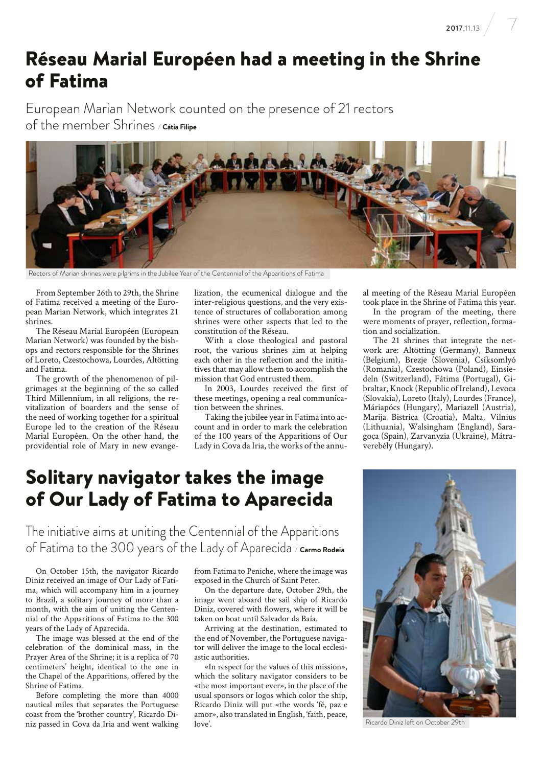# Réseau Marial Européen had a meeting in the Shrine of Fatima

European Marian Network counted on the presence of 21 rectors of the member Shrines / **Cátia Filipe**

Rectors of Marian shrines were pilgrims in the Jubilee Year of the Centennial of the Apparitions of Fatima

From September 26th to 29th, the Shrine of Fatima received a meeting of the European Marian Network, which integrates 21 shrines.

The Réseau Marial Européen (European Marian Network) was founded by the bishops and rectors responsible for the Shrines of Loreto, Czestochowa, Lourdes, Altötting and Fatima.

The growth of the phenomenon of pilgrimages at the beginning of the so called Third Millennium, in all religions, the revitalization of boarders and the sense of the need of working together for a spiritual Europe led to the creation of the Réseau Marial Européen. On the other hand, the providential role of Mary in new evangelization, the ecumenical dialogue and the inter-religious questions, and the very existence of structures of collaboration among shrines were other aspects that led to the constitution of the Réseau.

With a close theological and pastoral root, the various shrines aim at helping each other in the reflection and the initiatives that may allow them to accomplish the mission that God entrusted them.

In 2003, Lourdes received the first of these meetings, opening a real communication between the shrines.

Taking the jubilee year in Fatima into account and in order to mark the celebration of the 100 years of the Apparitions of Our Lady in Cova da Iria, the works of the annual meeting of the Réseau Marial Européen took place in the Shrine of Fatima this year.

In the program of the meeting, there were moments of prayer, reflection, formation and socialization.

The 21 shrines that integrate the network are: Altötting (Germany), Banneux (Belgium), Brezje (Slovenia), Csíksomlyó (Romania), Czestochowa (Poland), Einsiedeln (Switzerland), Fátima (Portugal), Gibraltar, Knock (Republic of Ireland), Levoca (Slovakia), Loreto (Italy), Lourdes (France), Máriapócs (Hungary), Mariazell (Austria), Marija Bistrica (Croatia), Malta, Vilnius (Lithuania), Walsingham (England), Saragoça (Spain), Zarvanyzia (Ukraine), Mátraverebély (Hungary).

# Solitary navigator takes the image of Our Lady of Fatima to Aparecida

The initiative aims at uniting the Centennial of the Apparitions of Fatima to the 300 years of the Lady of Aparecida / **Carmo Rodeia**

On October 15th, the navigator Ricardo Diniz received an image of Our Lady of Fatima, which will accompany him in a journey to Brazil, a solitary journey of more than a month, with the aim of uniting the Centennial of the Apparitions of Fatima to the 300 years of the Lady of Aparecida.

The image was blessed at the end of the celebration of the dominical mass, in the Prayer Area of the Shrine; it is a replica of 70 centimeters' height, identical to the one in the Chapel of the Apparitions, offered by the Shrine of Fatima.

Before completing the more than 4000 nautical miles that separates the Portuguese coast from the 'brother country', Ricardo Diniz passed in Cova da Iria and went walking from Fatima to Peniche, where the image was exposed in the Church of Saint Peter.

On the departure date, October 29th, the image went aboard the sail ship of Ricardo Diniz, covered with flowers, where it will be taken on boat until Salvador da Baía.

Arriving at the destination, estimated to the end of November, the Portuguese navigator will deliver the image to the local ecclesiastic authorities.

«In respect for the values of this mission», which the solitary navigator considers to be «the most important ever», in the place of the usual sponsors or logos which color the ship, Ricardo Diniz will put «the words 'fé, paz e amor», also translated in English, 'faith, peace, love'.

Ricardo Diniz left on October 29th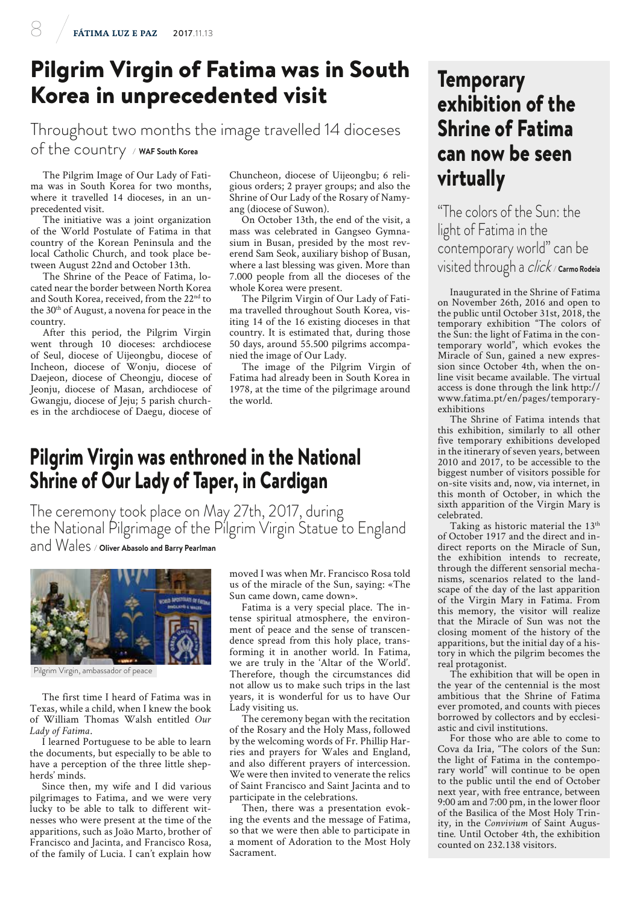# Pilgrim Virgin of Fatima was in South Korea in unprecedented visit

Throughout two months the image travelled 14 dioceses of the country / **WAF South Korea**

The Pilgrim Image of Our Lady of Fatima was in South Korea for two months, where it travelled 14 dioceses, in an unprecedented visit.

The initiative was a joint organization of the World Postulate of Fatima in that country of the Korean Peninsula and the local Catholic Church, and took place between August 22nd and October 13th.

The Shrine of the Peace of Fatima, located near the border between North Korea and South Korea, received, from the 22nd to the 30th of August, a novena for peace in the country.

After this period, the Pilgrim Virgin went through 10 dioceses: archdiocese of Seul, diocese of Uijeongbu, diocese of Incheon, diocese of Wonju, diocese of Daejeon, diocese of Cheongju, diocese of Jeonju, diocese of Masan, archdiocese of Gwangju, diocese of Jeju; 5 parish churches in the archdiocese of Daegu, diocese of Chuncheon, diocese of Uijeongbu; 6 religious orders; 2 prayer groups; and also the Shrine of Our Lady of the Rosary of Namyang (diocese of Suwon).

On October 13th, the end of the visit, a mass was celebrated in Gangseo Gymnasium in Busan, presided by the most reverend Sam Seok, auxiliary bishop of Busan, where a last blessing was given. More than 7.000 people from all the dioceses of the whole Korea were present.

The Pilgrim Virgin of Our Lady of Fatima travelled throughout South Korea, visiting 14 of the 16 existing dioceses in that country. It is estimated that, during those 50 days, around 55.500 pilgrims accompanied the image of Our Lady.

The image of the Pilgrim Virgin of Fatima had already been in South Korea in 1978, at the time of the pilgrimage around the world.

# Pilgrim Virgin was enthroned in the National Shrine of Our Lady of Taper, in Cardigan

The ceremony took place on May 27th, 2017, during the National Pilgrimage of the Pilgrim Virgin Statue to England and Wales / **Oliver Abasolo and Barry Pearlman**

Pilgrim Virgin, ambassador of peace

The first time I heard of Fatima was in Texas, while a child, when I knew the book of William Thomas Walsh entitled *Our Lady of Fatima*.

I learned Portuguese to be able to learn the documents, but especially to be able to have a perception of the three little shepherds' minds.

Since then, my wife and I did various pilgrimages to Fatima, and we were very lucky to be able to talk to different witnesses who were present at the time of the apparitions, such as João Marto, brother of Francisco and Jacinta, and Francisco Rosa, of the family of Lucia. I can't explain how moved I was when Mr. Francisco Rosa told us of the miracle of the Sun, saying: «The Sun came down, came down».

Fatima is a very special place. The intense spiritual atmosphere, the environment of peace and the sense of transcendence spread from this holy place, transforming it in another world. In Fatima, we are truly in the 'Altar of the World'. Therefore, though the circumstances did not allow us to make such trips in the last years, it is wonderful for us to have Our Lady visiting us.

The ceremony began with the recitation of the Rosary and the Holy Mass, followed by the welcoming words of Fr. Phillip Harries and prayers for Wales and England, and also different prayers of intercession. We were then invited to venerate the relics of Saint Francisco and Saint Jacinta and to participate in the celebrations.

Then, there was a presentation evoking the events and the message of Fatima, so that we were then able to participate in a moment of Adoration to the Most Holy Sacrament.

# Temporary exhibition of the Shrine of Fatima can now be seen virtually

"The colors of the Sun: the light of Fatima in the contemporary world" can be visited through a *click* / **Carmo Rodeia**

Inaugurated in the Shrine of Fatima on November 26th, 2016 and open to the public until October 31st, 2018, the temporary exhibition "The colors of the Sun: the light of Fatima in the contemporary world", which evokes the Miracle of Sun, gained a new expression since October 4th, when the online visit became available. The virtual access is done through the link http://www.fatima.pt/en/pages/temporary-exhibitions

The Shrine of Fatima intends that this exhibition, similarly to all other five temporary exhibitions developed in the itinerary of seven years, between 2010 and 2017, to be accessible to the biggest number of visitors possible for on-site visits and, now, via internet, in this month of October, in which the sixth apparition of the Virgin Mary is celebrated.

Taking as historic material the 13th of October 1917 and the direct and indirect reports on the Miracle of Sun, the exhibition intends to recreate, through the different sensorial mechanisms, scenarios related to the landscape of the day of the last apparition of the Virgin Mary in Fatima. From this memory, the visitor will realize that the Miracle of Sun was not the closing moment of the history of the apparitions, but the initial day of a history in which the pilgrim becomes the real protagonist.

The exhibition that will be open in the year of the centennial is the most ambitious that the Shrine of Fatima ever promoted, and counts with pieces borrowed by collectors and by ecclesiastic and civil institutions.

For those who are able to come to Cova da Iria, "The colors of the Sun: the light of Fatima in the contemporary world" will continue to be open to the public until the end of October next year, with free entrance, between 9:00 am and 7:00 pm, in the lower floor of the Basilica of the Most Holy Trinity, in the *Convivium* of Saint Augustine. Until October 4th, the exhibition counted on 232.138 visitors.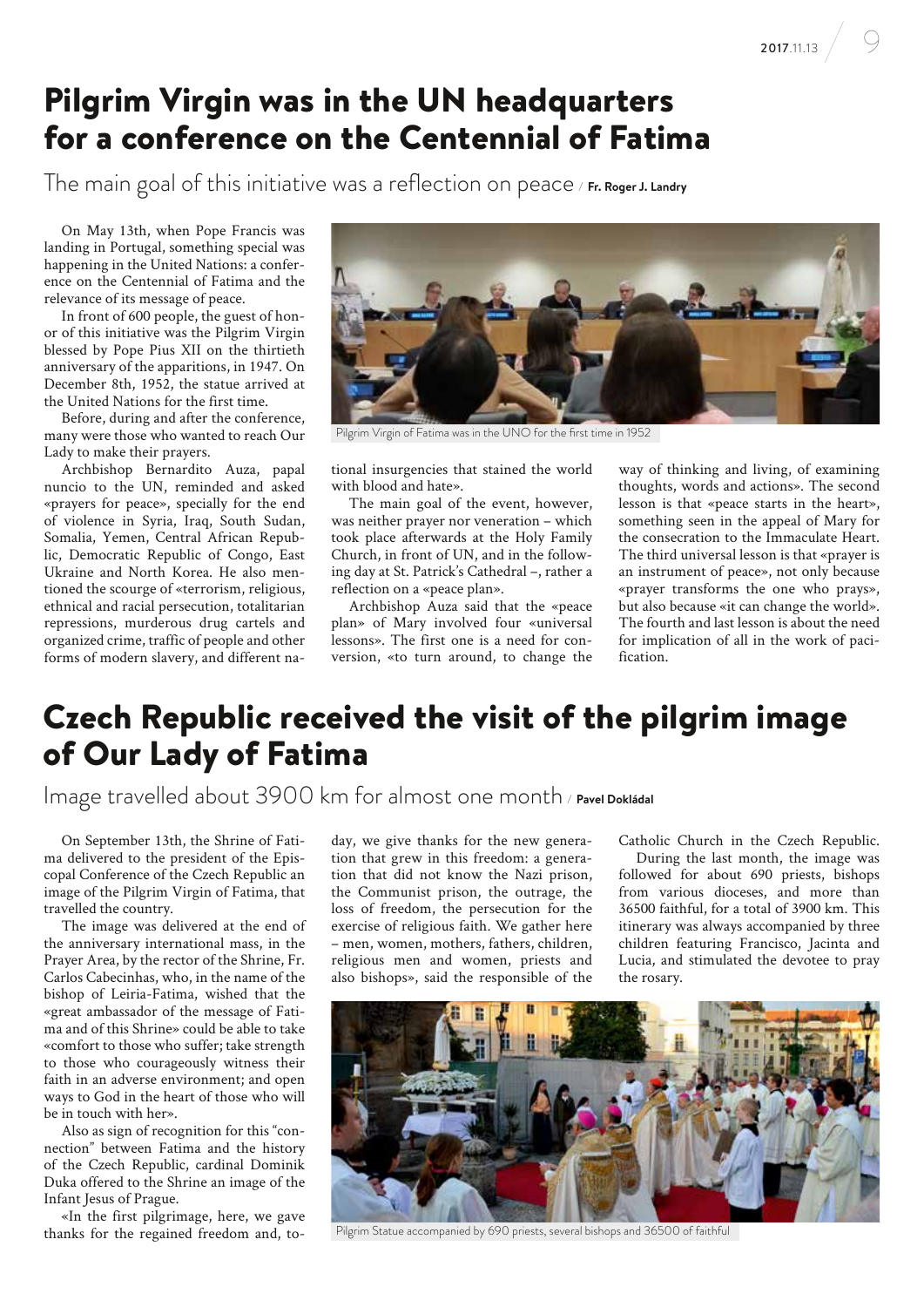# Pilgrim Virgin was in the UN headquarters for a conference on the Centennial of Fatima

The main goal of this initiative was a reflection on peace / **Fr. Roger J. Landry**

On May 13th, when Pope Francis was landing in Portugal, something special was happening in the United Nations: a conference on the Centennial of Fatima and the relevance of its message of peace.

In front of 600 people, the guest of honor of this initiative was the Pilgrim Virgin blessed by Pope Pius XII on the thirtieth anniversary of the apparitions, in 1947. On December 8th, 1952, the statue arrived at the United Nations for the first time.

Before, during and after the conference, many were those who wanted to reach Our Lady to make their prayers.

Archbishop Bernardito Auza, papal nuncio to the UN, reminded and asked «prayers for peace», specially for the end of violence in Syria, Iraq, South Sudan, Somalia, Yemen, Central African Republic, Democratic Republic of Congo, East Ukraine and North Korea. He also mentioned the scourge of «terrorism, religious, ethnical and racial persecution, totalitarian repressions, murderous drug cartels and organized crime, traffic of people and other forms of modern slavery, and different national insurgencies that stained the world with blood and hate».

Pilgrim Virgin of Fatima was in the UNO for the first time in 1952

The main goal of the event, however, was neither prayer nor veneration – which took place afterwards at the Holy Family Church, in front of UN, and in the following day at St. Patrick's Cathedral –, rather a reflection on a «peace plan».

Archbishop Auza said that the «peace plan» of Mary involved four «universal lessons». The first one is a need for conversion, «to turn around, to change the way of thinking and living, of examining thoughts, words and actions». The second lesson is that «peace starts in the heart», something seen in the appeal of Mary for the consecration to the Immaculate Heart. The third universal lesson is that «prayer is an instrument of peace», not only because «prayer transforms the one who prays», but also because «it can change the world». The fourth and last lesson is about the need for implication of all in the work of pacification.

# Czech Republic received the visit of the pilgrim image of Our Lady of Fatima

Image travelled about 3900 km for almost one month / **Pavel Dokládal**

On September 13th, the Shrine of Fatima delivered to the president of the Episcopal Conference of the Czech Republic an image of the Pilgrim Virgin of Fatima, that travelled the country.

The image was delivered at the end of the anniversary international mass, in the Prayer Area, by the rector of the Shrine, Fr. Carlos Cabecinhas, who, in the name of the bishop of Leiria-Fatima, wished that the «great ambassador of the message of Fatima and of this Shrine» could be able to take «comfort to those who suffer; take strength to those who courageously witness their faith in an adverse environment; and open ways to God in the heart of those who will be in touch with her».

Also as sign of recognition for this "connection" between Fatima and the history of the Czech Republic, cardinal Dominik Duka offered to the Shrine an image of the Infant Jesus of Prague.

«In the first pilgrimage, here, we gave thanks for the regained freedom and, today, we give thanks for the new generation that grew in this freedom: a generation that did not know the Nazi prison, the Communist prison, the outrage, the loss of freedom, the persecution for the exercise of religious faith. We gather here – men, women, mothers, fathers, children, religious men and women, priests and also bishops», said the responsible of the Catholic Church in the Czech Republic.

During the last month, the image was followed for about 690 priests, bishops from various dioceses, and more than 36500 faithful, for a total of 3900 km. This itinerary was always accompanied by three children featuring Francisco, Jacinta and Lucia, and stimulated the devotee to pray the rosary.

Pilgrim Statue accompanied by 690 priests, several bishops and 36500 of faithful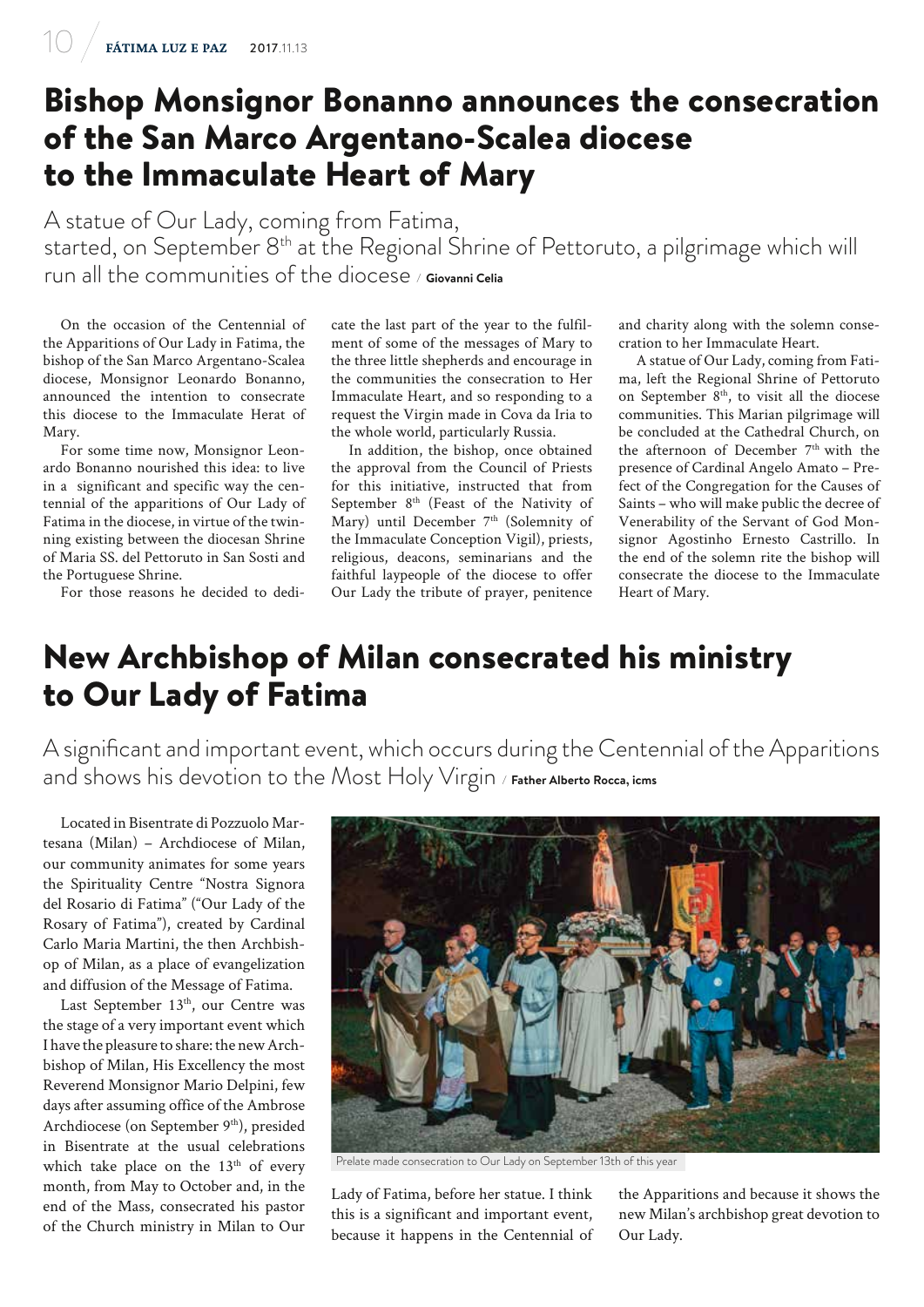# Bishop Monsignor Bonanno announces the consecration of the San Marco Argentano-Scalea diocese to the Immaculate Heart of Mary

A statue of Our Lady, coming from Fatima, started, on September 8th at the Regional Shrine of Pettoruto, a pilgrimage which will run all the communities of the diocese / **Giovanni Celia**

On the occasion of the Centennial of the Apparitions of Our Lady in Fatima, the bishop of the San Marco Argentano-Scalea diocese, Monsignor Leonardo Bonanno, announced the intention to consecrate this diocese to the Immaculate Herat of Mary.

For some time now, Monsignor Leonardo Bonanno nourished this idea: to live in a significant and specific way the centennial of the apparitions of Our Lady of Fatima in the diocese, in virtue of the twinning existing between the diocesan Shrine of Maria SS. del Pettoruto in San Sosti and the Portuguese Shrine.

For those reasons he decided to dedicate the last part of the year to the fulfilment of some of the messages of Mary to the three little shepherds and encourage in the communities the consecration to Her Immaculate Heart, and so responding to a request the Virgin made in Cova da Iria to the whole world, particularly Russia.

In addition, the bishop, once obtained the approval from the Council of Priests for this initiative, instructed that from September 8th (Feast of the Nativity of Mary) until December 7th (Solemnity of the Immaculate Conception Vigil), priests, religious, deacons, seminarians and the faithful laypeople of the diocese to offer Our Lady the tribute of prayer, penitence and charity along with the solemn consecration to her Immaculate Heart.

A statue of Our Lady, coming from Fatima, left the Regional Shrine of Pettoruto on September 8th, to visit all the diocese communities. This Marian pilgrimage will be concluded at the Cathedral Church, on the afternoon of December 7th with the presence of Cardinal Angelo Amato – Prefect of the Congregation for the Causes of Saints – who will make public the decree of Venerability of the Servant of God Monsignor Agostinho Ernesto Castrillo. In the end of the solemn rite the bishop will consecrate the diocese to the Immaculate Heart of Mary.

# New Archbishop of Milan consecrated his ministry to Our Lady of Fatima

A significant and important event, which occurs during the Centennial of the Apparitions and shows his devotion to the Most Holy Virgin / **Father Alberto Rocca, icms**

Located in Bisentrate di Pozzuolo Martesana (Milan) – Archdiocese of Milan, our community animates for some years the Spirituality Centre "Nostra Signora del Rosario di Fatima" ("Our Lady of the Rosary of Fatima"), created by Cardinal Carlo Maria Martini, the then Archbishop of Milan, as a place of evangelization and diffusion of the Message of Fatima.

Last September 13th, our Centre was the stage of a very important event which I have the pleasure to share: the new Archbishop of Milan, His Excellency the most Reverend Monsignor Mario Delpini, few days after assuming office of the Ambrose Archdiocese (on September 9th), presided in Bisentrate at the usual celebrations which take place on the 13th of every month, from May to October and, in the end of the Mass, consecrated his pastor of the Church ministry in Milan to Our Lady of Fatima, before her statue. I think this is a significant and important event, because it happens in the Centennial of the Apparitions and because it shows the new Milan's archbishop great devotion to Our Lady.

Prelate made consecration to Our Lady on September 13th of this year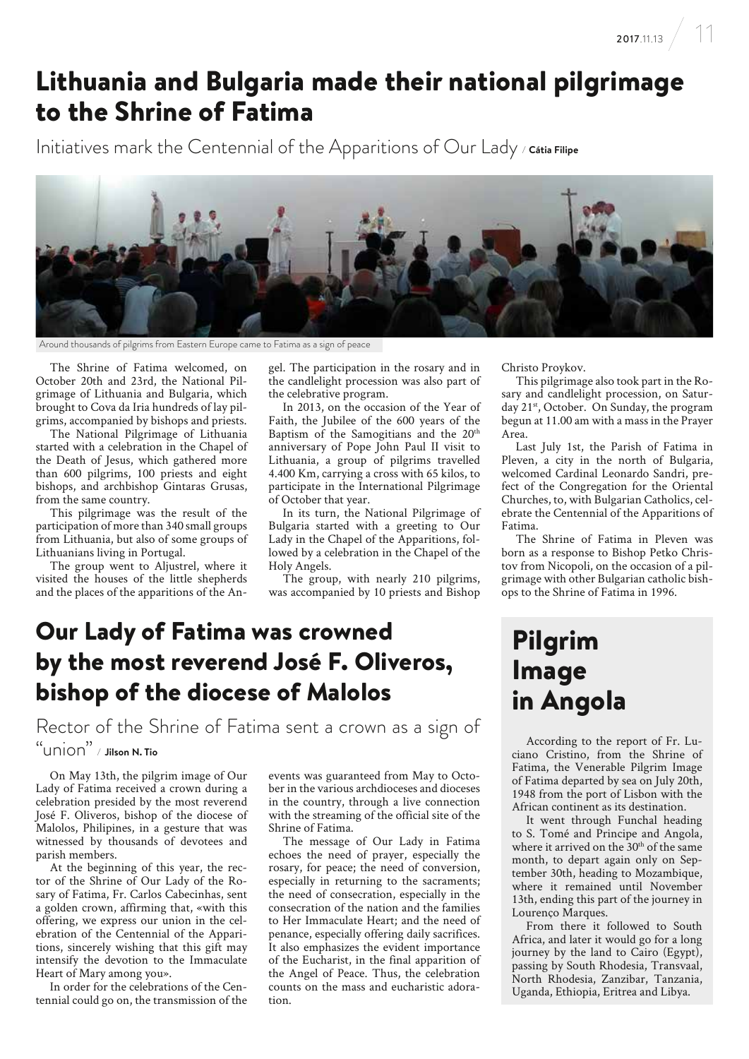# Lithuania and Bulgaria made their national pilgrimage to the Shrine of Fatima

Initiatives mark the Centennial of the Apparitions of Our Lady / **Cátia Filipe**

Around thousands of pilgrims from Eastern Europe came to Fatima as a sign of peace

The Shrine of Fatima welcomed, on October 20th and 23rd, the National Pilgrimage of Lithuania and Bulgaria, which brought to Cova da Iria hundreds of lay pilgrims, accompanied by bishops and priests.

The National Pilgrimage of Lithuania started with a celebration in the Chapel of the Death of Jesus, which gathered more than 600 pilgrims, 100 priests and eight bishops, and archbishop Gintaras Grusas, from the same country.

This pilgrimage was the result of the participation of more than 340 small groups from Lithuania, but also of some groups of Lithuanians living in Portugal.

The group went to Aljustrel, where it visited the houses of the little shepherds and the places of the apparitions of the Angel. The participation in the rosary and in the candlelight procession was also part of the celebrative program.

In 2013, on the occasion of the Year of Faith, the Jubilee of the 600 years of the Baptism of the Samogitians and the 20th anniversary of Pope John Paul II visit to Lithuania, a group of pilgrims travelled 4.400 Km, carrying a cross with 65 kilos, to participate in the International Pilgrimage of October that year.

In its turn, the National Pilgrimage of Bulgaria started with a greeting to Our Lady in the Chapel of the Apparitions, followed by a celebration in the Chapel of the Holy Angels.

The group, with nearly 210 pilgrims, was accompanied by 10 priests and Bishop Christo Proykov.

This pilgrimage also took part in the Rosary and candlelight procession, on Saturday 21st, October. On Sunday, the program begun at 11.00 am with a mass in the Prayer Area.

Last July 1st, the Parish of Fatima in Pleven, a city in the north of Bulgaria, welcomed Cardinal Leonardo Sandri, prefect of the Congregation for the Oriental Churches, to, with Bulgarian Catholics, celebrate the Centennial of the Apparitions of Fatima.

The Shrine of Fatima in Pleven was born as a response to Bishop Petko Christov from Nicopoli, on the occasion of a pilgrimage with other Bulgarian catholic bishops to the Shrine of Fatima in 1996.

# Our Lady of Fatima was crowned by the most reverend José F. Oliveros, bishop of the diocese of Malolos

Rector of the Shrine of Fatima sent a crown as a sign of "union" / **Jilson N. Tio**

On May 13th, the pilgrim image of Our Lady of Fatima received a crown during a celebration presided by the most reverend José F. Oliveros, bishop of the diocese of Malolos, Philipines, in a gesture that was witnessed by thousands of devotees and parish members.

At the beginning of this year, the rector of the Shrine of Our Lady of the Rosary of Fatima, Fr. Carlos Cabecinhas, sent a golden crown, affirming that, «with this offering, we express our union in the celebration of the Centennial of the Apparitions, sincerely wishing that this gift may intensify the devotion to the Immaculate Heart of Mary among you».

In order for the celebrations of the Centennial could go on, the transmission of the events was guaranteed from May to October in the various archdioceses and dioceses in the country, through a live connection with the streaming of the official site of the Shrine of Fatima.

The message of Our Lady in Fatima echoes the need of prayer, especially the rosary, for peace; the need of conversion, especially in returning to the sacraments; the need of consecration, especially in the consecration of the nation and the families to Her Immaculate Heart; and the need of penance, especially offering daily sacrifices. It also emphasizes the evident importance of the Eucharist, in the final apparition of the Angel of Peace. Thus, the celebration counts on the mass and eucharistic adoration.

# Pilgrim Image in Angola

According to the report of Fr. Luciano Cristino, from the Shrine of Fatima, the Venerable Pilgrim Image of Fatima departed by sea on July 20th, 1948 from the port of Lisbon with the African continent as its destination.

It went through Funchal heading to S. Tomé and Principe and Angola, where it arrived on the 30th of the same month, to depart again only on September 30th, heading to Mozambique, where it remained until November 13th, ending this part of the journey in Lourenço Marques.

From there it followed to South Africa, and later it would go for a long journey by the land to Cairo (Egypt), passing by South Rhodesia, Transvaal, North Rhodesia, Zanzibar, Tanzania, Uganda, Ethiopia, Eritrea and Libya.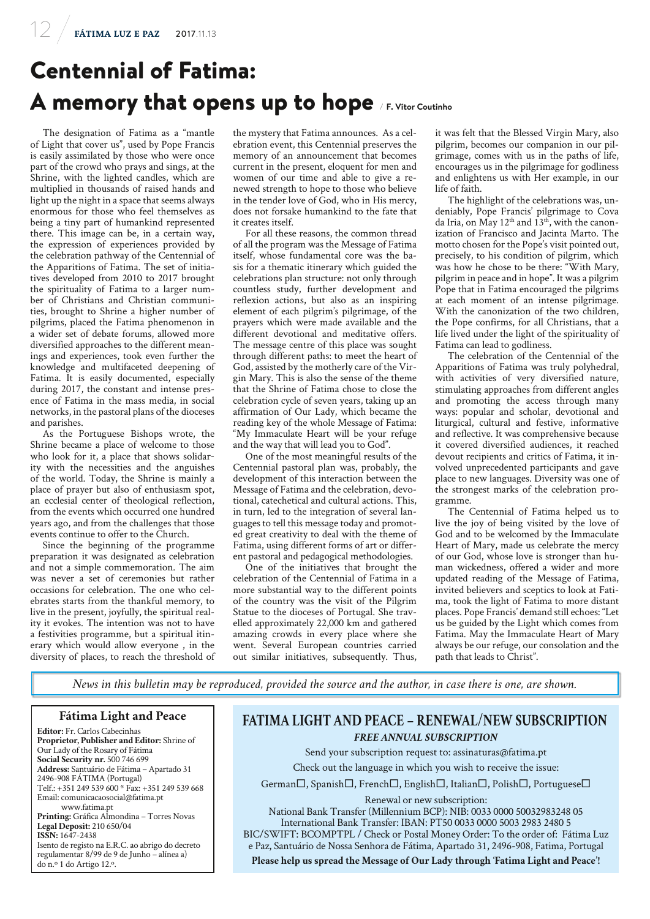# Centennial of Fatima: A memory that opens up to hope

**F. Vítor Coutinho**

The designation of Fatima as a "mantle of Light that cover us", used by Pope Francis is easily assimilated by those who were once part of the crowd who prays and sings, at the Shrine, with the lighted candles, which are multiplied in thousands of raised hands and light up the night in a space that seems always enormous for those who feel themselves as being a tiny part of humankind represented there. This image can be, in a certain way, the expression of experiences provided by the celebration pathway of the Centennial of the Apparitions of Fatima. The set of initiatives developed from 2010 to 2017 brought the spirituality of Fatima to a larger number of Christians and Christian communities, brought to Shrine a higher number of pilgrims, placed the Fatima phenomenon in a wider set of debate forums, allowed more diversified approaches to the different meanings and experiences, took even further the knowledge and multifaceted deepening of Fatima. It is easily documented, especially during 2017, the constant and intense presence of Fatima in the mass media, in social networks, in the pastoral plans of the dioceses and parishes.

As the Portuguese Bishops wrote, the Shrine became a place of welcome to those who look for it, a place that shows solidarity with the necessities and the anguishes of the world. Today, the Shrine is mainly a place of prayer but also of enthusiasm spot, an ecclesial center of theological reflection, from the events which occurred one hundred years ago, and from the challenges that those events continue to offer to the Church.

Since the beginning of the programme preparation it was designated as celebration and not a simple commemoration. The aim was never a set of ceremonies but rather occasions for celebration. The one who celebrates starts from the thankful memory, to live in the present, joyfully, the spiritual reality it evokes. The intention was not to have a festivities programme, but a spiritual itinerary which would allow everyone , in the diversity of places, to reach the threshold of the mystery that Fatima announces. As a celebration event, this Centennial preserves the memory of an announcement that becomes current in the present, eloquent for men and women of our time and able to give a renewed strength to hope to those who believe in the tender love of God, who in His mercy, does not forsake humankind to the fate that it creates itself.

For all these reasons, the common thread of all the program was the Message of Fatima itself, whose fundamental core was the basis for a thematic itinerary which guided the celebrations plan structure: not only through countless study, further development and reflexion actions, but also as an inspiring element of each pilgrim's pilgrimage, of the prayers which were made available and the different devotional and meditative offers. The message centre of this place was sought through different paths: to meet the heart of God, assisted by the motherly care of the Virgin Mary. This is also the sense of the theme that the Shrine of Fatima chose to close the celebration cycle of seven years, taking up an affirmation of Our Lady, which became the reading key of the whole Message of Fatima: "My Immaculate Heart will be your refuge and the way that will lead you to God".

One of the most meaningful results of the Centennial pastoral plan was, probably, the development of this interaction between the Message of Fatima and the celebration, devotional, catechetical and cultural actions. This, in turn, led to the integration of several languages to tell this message today and promoted great creativity to deal with the theme of Fatima, using different forms of art or different pastoral and pedagogical methodologies.

One of the initiatives that brought the celebration of the Centennial of Fatima in a more substantial way to the different points of the country was the visit of the Pilgrim Statue to the dioceses of Portugal. She travelled approximately 22,000 km and gathered amazing crowds in every place where she went. Several European countries carried out similar initiatives, subsequently. Thus, it was felt that the Blessed Virgin Mary, also pilgrim, becomes our companion in our pilgrimage, comes with us in the paths of life, encourages us in the pilgrimage for godliness and enlightens us with Her example, in our life of faith.

The highlight of the celebrations was, undeniably, Pope Francis' pilgrimage to Cova da Iria, on May 12th and 13th, with the canonization of Francisco and Jacinta Marto. The motto chosen for the Pope's visit pointed out, precisely, to his condition of pilgrim, which was how he chose to be there: "With Mary, pilgrim in peace and in hope". It was a pilgrim Pope that in Fatima encouraged the pilgrims at each moment of an intense pilgrimage. With the canonization of the two children, the Pope confirms, for all Christians, that a life lived under the light of the spirituality of Fatima can lead to godliness.

The celebration of the Centennial of the Apparitions of Fatima was truly polyhedral, with activities of very diversified nature, stimulating approaches from different angles and promoting the access through many ways: popular and scholar, devotional and liturgical, cultural and festive, informative and reflective. It was comprehensive because it covered diversified audiences, it reached devout recipients and critics of Fatima, it involved unprecedented participants and gave place to new languages. Diversity was one of the strongest marks of the celebration programme.

The Centennial of Fatima helped us to live the joy of being visited by the love of God and to be welcomed by the Immaculate Heart of Mary, made us celebrate the mercy of our God, whose love is stronger than human wickedness, offered a wider and more updated reading of the Message of Fatima, invited believers and sceptics to look at Fatima, took the light of Fatima to more distant places. Pope Francis' demand still echoes: "Let us be guided by the Light which comes from Fatima. May the Immaculate Heart of Mary always be our refuge, our consolation and the path that leads to Christ".

*News in this bulletin may be reproduced, provided the source and the author, in case there is one, are shown.*

## Fátima Light and Peace

**Editor:** Fr. Carlos Cabecinhas
**Proprietor, Publisher and Editor:** Shrine of Our Lady of the Rosary of Fátima
**Social Security nr.** 500 746 699
**Address:** Santuário de Fátima – Apartado 31 2496-908 FÁTIMA (Portugal)
Telf.: +351 249 539 600 * Fax: +351 249 539 668
Email: comunicacaosocial@fatima.pt
www.fatima.pt
**Printing:** Gráfica Almondina – Torres Novas
**Legal Deposit:** 210 650/04
**ISSN:** 1647-2438
Isento de registo na E.R.C. ao abrigo do decreto regulamentar 8/99 de 9 de Junho – alínea a) do n.º 1 do Artigo 12.º.

## FATIMA LIGHT AND PEACE – RENEWAL/NEW SUBSCRIPTION

***FREE ANNUAL SUBSCRIPTION***

Send your subscription request to: assinaturas@fatima.pt

Check out the language in which you wish to receive the issue:

German☐, Spanish☐, French☐, English☐, Italian☐, Polish☐, Portuguese☐

Renewal or new subscription:
National Bank Transfer (Millennium BCP): NIB: 0033 0000 50032983248 05
International Bank Transfer: IBAN: PT50 0033 0000 5003 2983 2480 5
BIC/SWIFT: BCOMPTPL / Check or Postal Money Order: To the order of: Fátima Luz e Paz, Santuário de Nossa Senhora de Fátima, Apartado 31, 2496-908, Fatima, Portugal

**Please help us spread the Message of Our Lady through 'Fatima Light and Peace'!**